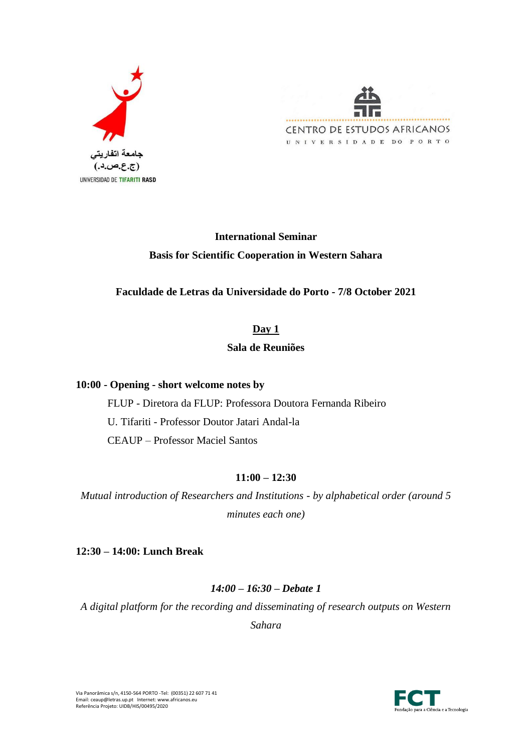جامعة اتفاريتي
(ج.ع.ص.د.)
UNIVERSIDAD DE TIFARITI RASD

CENTRO DE ESTUDOS AFRICANOS
UNIVERSIDADE DO PORTO

**International Seminar**

**Basis for Scientific Cooperation in Western Sahara**

**Faculdade de Letras da Universidade do Porto - 7/8 October 2021**

## Day 1

**Sala de Reuniões**

**10:00 - Opening - short welcome notes by**

FLUP - Diretora da FLUP: Professora Doutora Fernanda Ribeiro

U. Tifariti - Professor Doutor Jatari Andal-la

CEAUP – Professor Maciel Santos

**11:00 – 12:30**

*Mutual introduction of Researchers and Institutions - by alphabetical order (around 5 minutes each one)*

**12:30 – 14:00: Lunch Break**

***14:00 – 16:30 – Debate 1***

*A digital platform for the recording and disseminating of research outputs on Western Sahara*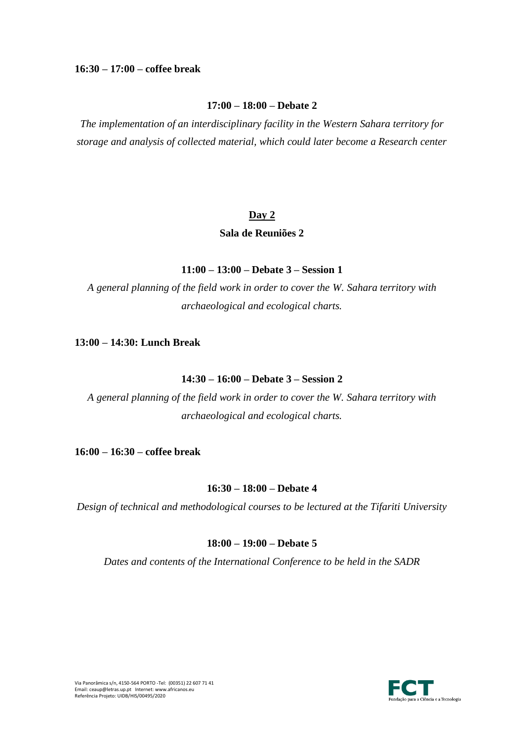**16:30 – 17:00 – coffee break**

**17:00 – 18:00 – Debate 2**

*The implementation of an interdisciplinary facility in the Western Sahara territory for storage and analysis of collected material, which could later become a Research center*

## Day 2

**Sala de Reuniões 2**

**11:00 – 13:00 – Debate 3 – Session 1**

*A general planning of the field work in order to cover the W. Sahara territory with archaeological and ecological charts.*

**13:00 – 14:30: Lunch Break**

**14:30 – 16:00 – Debate 3 – Session 2**

*A general planning of the field work in order to cover the W. Sahara territory with archaeological and ecological charts.*

**16:00 – 16:30 – coffee break**

**16:30 – 18:00 – Debate 4**

*Design of technical and methodological courses to be lectured at the Tifariti University*

**18:00 – 19:00 – Debate 5**

*Dates and contents of the International Conference to be held in the SADR*